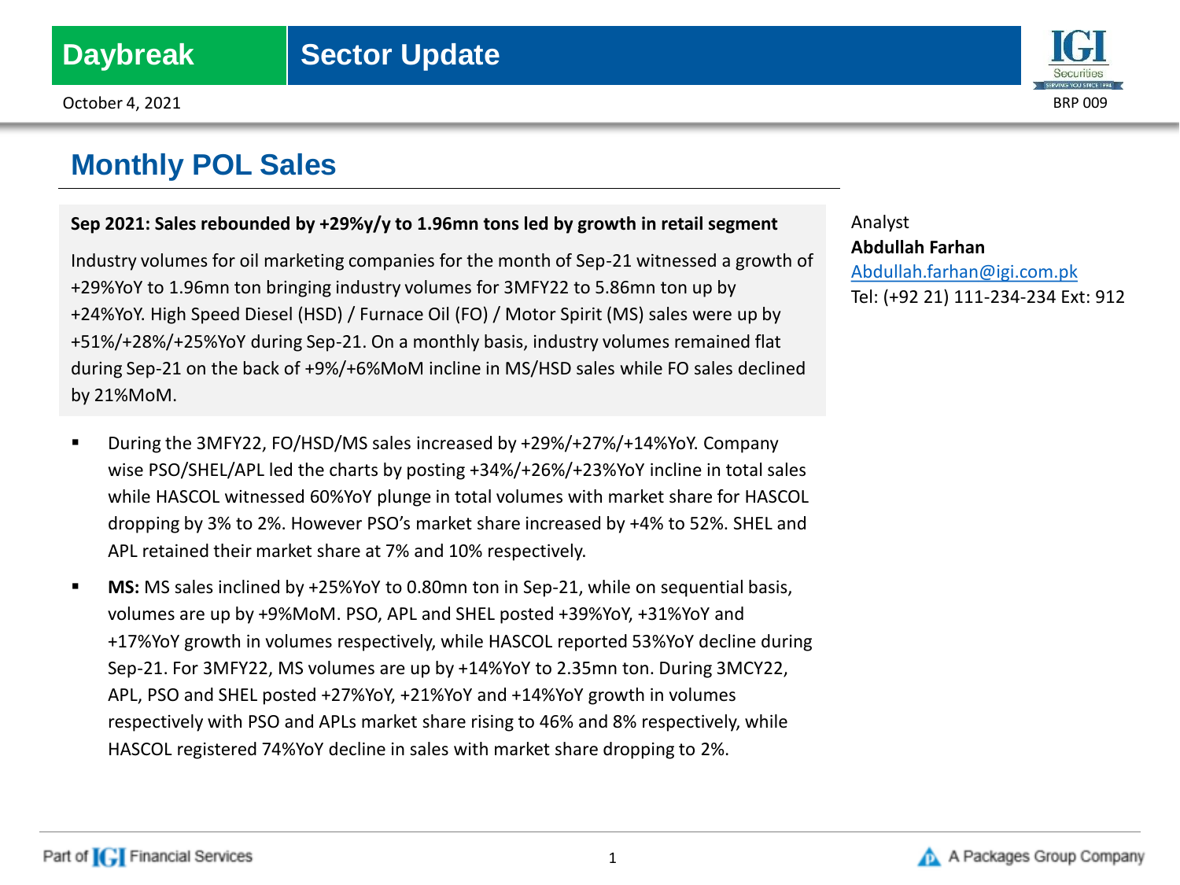Daybreak | Sector Update

October 4, 2021

BRP 009

# Monthly POL Sales

**Sep 2021: Sales rebounded by +29%y/y to 1.96mn tons led by growth in retail segment**

Industry volumes for oil marketing companies for the month of Sep-21 witnessed a growth of +29%YoY to 1.96mn ton bringing industry volumes for 3MFY22 to 5.86mn ton up by +24%YoY. High Speed Diesel (HSD) / Furnace Oil (FO) / Motor Spirit (MS) sales were up by +51%/+28%/+25%YoY during Sep-21. On a monthly basis, industry volumes remained flat during Sep-21 on the back of +9%/+6%MoM incline in MS/HSD sales while FO sales declined by 21%MoM.

- During the 3MFY22, FO/HSD/MS sales increased by +29%/+27%/+14%YoY. Company wise PSO/SHEL/APL led the charts by posting +34%/+26%/+23%YoY incline in total sales while HASCOL witnessed 60%YoY plunge in total volumes with market share for HASCOL dropping by 3% to 2%. However PSO's market share increased by +4% to 52%. SHEL and APL retained their market share at 7% and 10% respectively.
- **MS:** MS sales inclined by +25%YoY to 0.80mn ton in Sep-21, while on sequential basis, volumes are up by +9%MoM. PSO, APL and SHEL posted +39%YoY, +31%YoY and +17%YoY growth in volumes respectively, while HASCOL reported 53%YoY decline during Sep-21. For 3MFY22, MS volumes are up by +14%YoY to 2.35mn ton. During 3MCY22, APL, PSO and SHEL posted +27%YoY, +21%YoY and +14%YoY growth in volumes respectively with PSO and APLs market share rising to 46% and 8% respectively, while HASCOL registered 74%YoY decline in sales with market share dropping to 2%.

Analyst
**Abdullah Farhan**
Abdullah.farhan@igi.com.pk
Tel: (+92 21) 111-234-234 Ext: 912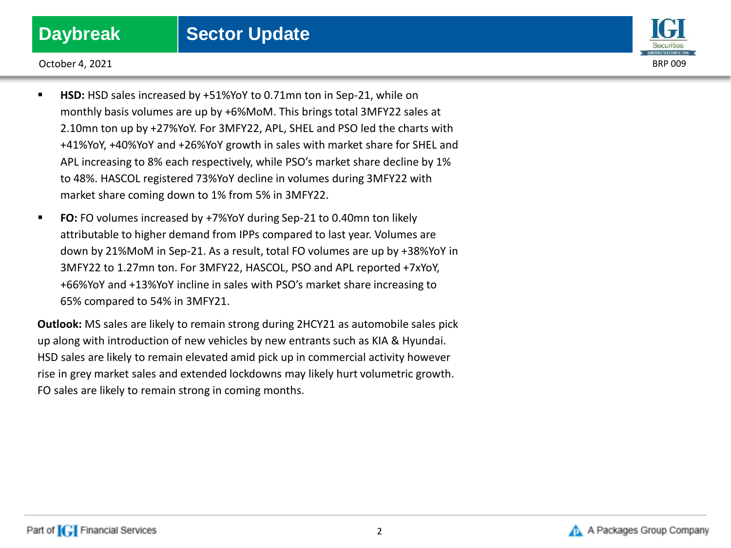- **HSD:** HSD sales increased by +51%YoY to 0.71mn ton in Sep-21, while on monthly basis volumes are up by +6%MoM. This brings total 3MFY22 sales at 2.10mn ton up by +27%YoY. For 3MFY22, APL, SHEL and PSO led the charts with +41%YoY, +40%YoY and +26%YoY growth in sales with market share for SHEL and APL increasing to 8% each respectively, while PSO's market share decline by 1% to 48%. HASCOL registered 73%YoY decline in volumes during 3MFY22 with market share coming down to 1% from 5% in 3MFY22.
- **FO:** FO volumes increased by +7%YoY during Sep-21 to 0.40mn ton likely attributable to higher demand from IPPs compared to last year. Volumes are down by 21%MoM in Sep-21. As a result, total FO volumes are up by +38%YoY in 3MFY22 to 1.27mn ton. For 3MFY22, HASCOL, PSO and APL reported +7xYoY, +66%YoY and +13%YoY incline in sales with PSO's market share increasing to 65% compared to 54% in 3MFY21.

**Outlook:** MS sales are likely to remain strong during 2HCY21 as automobile sales pick up along with introduction of new vehicles by new entrants such as KIA & Hyundai. HSD sales are likely to remain elevated amid pick up in commercial activity however rise in grey market sales and extended lockdowns may likely hurt volumetric growth. FO sales are likely to remain strong in coming months.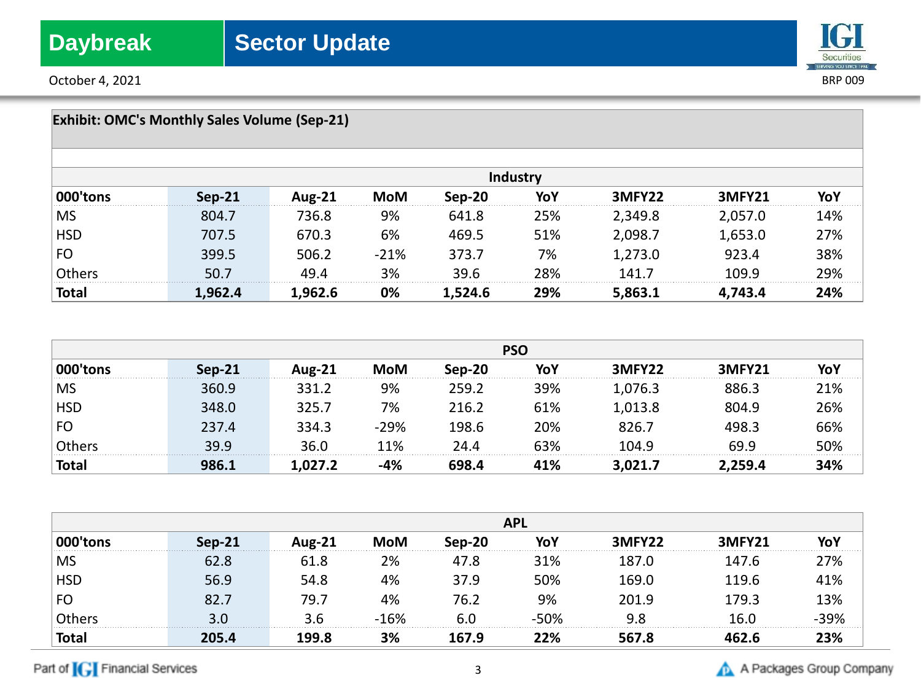**Exhibit: OMC's Monthly Sales Volume (Sep-21)**

| | Industry | | | | | | | |
|---|---|---|---|---|---|---|---|---|
| **000'tons** | **Sep-21** | **Aug-21** | **MoM** | **Sep-20** | **YoY** | **3MFY22** | **3MFY21** | **YoY** |
| MS | 804.7 | 736.8 | 9% | 641.8 | 25% | 2,349.8 | 2,057.0 | 14% |
| HSD | 707.5 | 670.3 | 6% | 469.5 | 51% | 2,098.7 | 1,653.0 | 27% |
| FO | 399.5 | 506.2 | -21% | 373.7 | 7% | 1,273.0 | 923.4 | 38% |
| Others | 50.7 | 49.4 | 3% | 39.6 | 28% | 141.7 | 109.9 | 29% |
| **Total** | **1,962.4** | **1,962.6** | **0%** | **1,524.6** | **29%** | **5,863.1** | **4,743.4** | **24%** |

| | PSO | | | | | | | |
|---|---|---|---|---|---|---|---|---|
| **000'tons** | **Sep-21** | **Aug-21** | **MoM** | **Sep-20** | **YoY** | **3MFY22** | **3MFY21** | **YoY** |
| MS | 360.9 | 331.2 | 9% | 259.2 | 39% | 1,076.3 | 886.3 | 21% |
| HSD | 348.0 | 325.7 | 7% | 216.2 | 61% | 1,013.8 | 804.9 | 26% |
| FO | 237.4 | 334.3 | -29% | 198.6 | 20% | 826.7 | 498.3 | 66% |
| Others | 39.9 | 36.0 | 11% | 24.4 | 63% | 104.9 | 69.9 | 50% |
| **Total** | **986.1** | **1,027.2** | **-4%** | **698.4** | **41%** | **3,021.7** | **2,259.4** | **34%** |

| | APL | | | | | | | |
|---|---|---|---|---|---|---|---|---|
| **000'tons** | **Sep-21** | **Aug-21** | **MoM** | **Sep-20** | **YoY** | **3MFY22** | **3MFY21** | **YoY** |
| MS | 62.8 | 61.8 | 2% | 47.8 | 31% | 187.0 | 147.6 | 27% |
| HSD | 56.9 | 54.8 | 4% | 37.9 | 50% | 169.0 | 119.6 | 41% |
| FO | 82.7 | 79.7 | 4% | 76.2 | 9% | 201.9 | 179.3 | 13% |
| Others | 3.0 | 3.6 | -16% | 6.0 | -50% | 9.8 | 16.0 | -39% |
| **Total** | **205.4** | **199.8** | **3%** | **167.9** | **22%** | **567.8** | **462.6** | **23%** |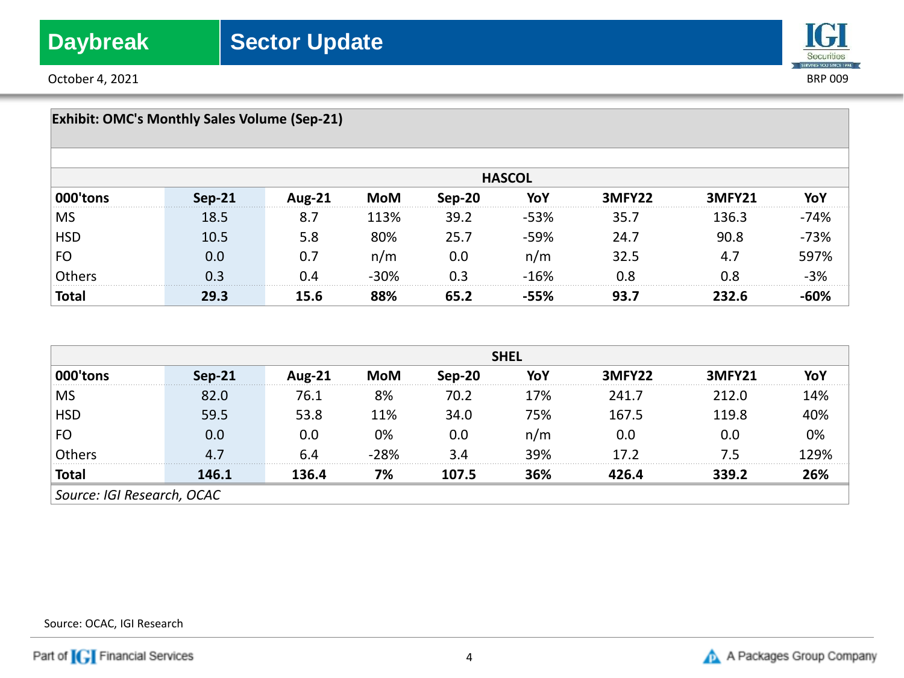**Exhibit: OMC's Monthly Sales Volume (Sep-21)**

| | HASCOL | | | | | | | |
|---|---|---|---|---|---|---|---|---|
| **000'tons** | **Sep-21** | **Aug-21** | **MoM** | **Sep-20** | **YoY** | **3MFY22** | **3MFY21** | **YoY** |
| MS | 18.5 | 8.7 | 113% | 39.2 | -53% | 35.7 | 136.3 | -74% |
| HSD | 10.5 | 5.8 | 80% | 25.7 | -59% | 24.7 | 90.8 | -73% |
| FO | 0.0 | 0.7 | n/m | 0.0 | n/m | 32.5 | 4.7 | 597% |
| Others | 0.3 | 0.4 | -30% | 0.3 | -16% | 0.8 | 0.8 | -3% |
| **Total** | **29.3** | **15.6** | **88%** | **65.2** | **-55%** | **93.7** | **232.6** | **-60%** |

| | SHEL | | | | | | | |
|---|---|---|---|---|---|---|---|---|
| **000'tons** | **Sep-21** | **Aug-21** | **MoM** | **Sep-20** | **YoY** | **3MFY22** | **3MFY21** | **YoY** |
| MS | 82.0 | 76.1 | 8% | 70.2 | 17% | 241.7 | 212.0 | 14% |
| HSD | 59.5 | 53.8 | 11% | 34.0 | 75% | 167.5 | 119.8 | 40% |
| FO | 0.0 | 0.0 | 0% | 0.0 | n/m | 0.0 | 0.0 | 0% |
| Others | 4.7 | 6.4 | -28% | 3.4 | 39% | 17.2 | 7.5 | 129% |
| **Total** | **146.1** | **136.4** | **7%** | **107.5** | **36%** | **426.4** | **339.2** | **26%** |

*Source: IGI Research, OCAC*

Source: OCAC, IGI Research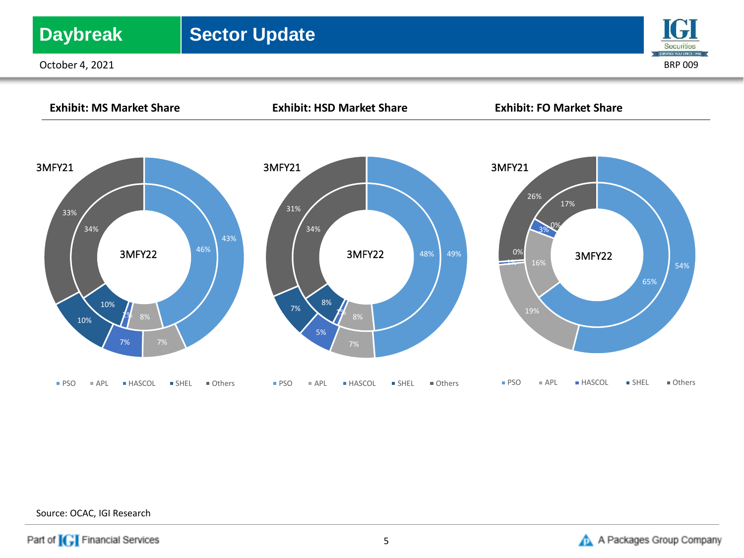**Exhibit: MS Market Share**

3MFY21

3MFY22

| | 3MFY21 (outer) | 3MFY22 (inner) |
|---|---|---|
| PSO | 43% | 46% |
| APL | 7% | 8% |
| HASCOL | 7% | 1% |
| SHEL | 10% | 10% |
| Others | 33% | 34% |

**Exhibit: HSD Market Share**

3MFY21

3MFY22

| | 3MFY21 (outer) | 3MFY22 (inner) |
|---|---|---|
| PSO | 49% | 48% |
| APL | 7% | 8% |
| HASCOL | 5% | 1% |
| SHEL | 7% | 8% |
| Others | 31% | 34% |

**Exhibit: FO Market Share**

3MFY21

3MFY22

| | 3MFY21 (outer) | 3MFY22 (inner) |
|---|---|---|
| PSO | 54% | 65% |
| APL | 19% | 16% |
| HASCOL | 1% | 3% |
| SHEL | 0% | 0% |
| Others | 26% | 17% |

Source: OCAC, IGI Research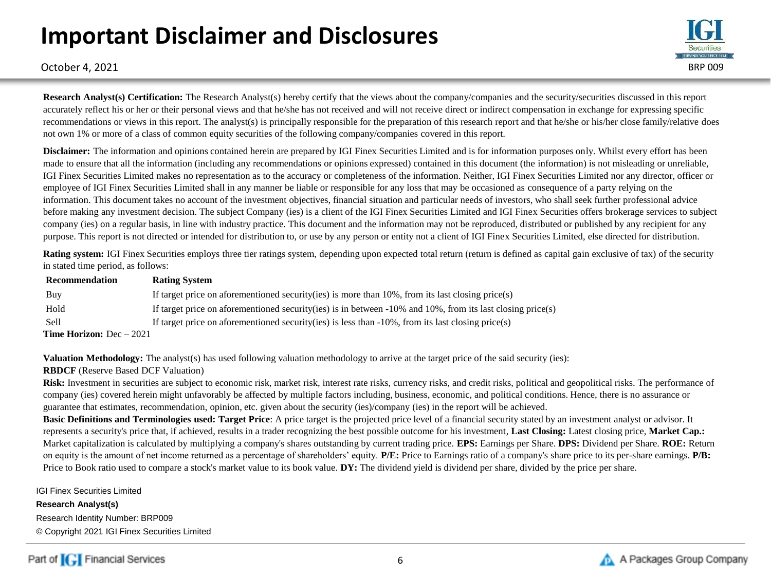# Important Disclaimer and Disclosures

October 4, 2021

BRP 009

**Research Analyst(s) Certification:** The Research Analyst(s) hereby certify that the views about the company/companies and the security/securities discussed in this report accurately reflect his or her or their personal views and that he/she has not received and will not receive direct or indirect compensation in exchange for expressing specific recommendations or views in this report. The analyst(s) is principally responsible for the preparation of this research report and that he/she or his/her close family/relative does not own 1% or more of a class of common equity securities of the following company/companies covered in this report.

**Disclaimer:** The information and opinions contained herein are prepared by IGI Finex Securities Limited and is for information purposes only. Whilst every effort has been made to ensure that all the information (including any recommendations or opinions expressed) contained in this document (the information) is not misleading or unreliable, IGI Finex Securities Limited makes no representation as to the accuracy or completeness of the information. Neither, IGI Finex Securities Limited nor any director, officer or employee of IGI Finex Securities Limited shall in any manner be liable or responsible for any loss that may be occasioned as consequence of a party relying on the information. This document takes no account of the investment objectives, financial situation and particular needs of investors, who shall seek further professional advice before making any investment decision. The subject Company (ies) is a client of the IGI Finex Securities Limited and IGI Finex Securities offers brokerage services to subject company (ies) on a regular basis, in line with industry practice. This document and the information may not be reproduced, distributed or published by any recipient for any purpose. This report is not directed or intended for distribution to, or use by any person or entity not a client of IGI Finex Securities Limited, else directed for distribution.

**Rating system:** IGI Finex Securities employs three tier ratings system, depending upon expected total return (return is defined as capital gain exclusive of tax) of the security in stated time period, as follows:

| Recommendation | Rating System |
|---|---|
| Buy | If target price on aforementioned security(ies) is more than 10%, from its last closing price(s) |
| Hold | If target price on aforementioned security(ies) is in between -10% and 10%, from its last closing price(s) |
| Sell | If target price on aforementioned security(ies) is less than -10%, from its last closing price(s) |

**Time Horizon:** Dec – 2021

**Valuation Methodology:** The analyst(s) has used following valuation methodology to arrive at the target price of the said security (ies):

**RBDCF** (Reserve Based DCF Valuation)

**Risk:** Investment in securities are subject to economic risk, market risk, interest rate risks, currency risks, and credit risks, political and geopolitical risks. The performance of company (ies) covered herein might unfavorably be affected by multiple factors including, business, economic, and political conditions. Hence, there is no assurance or guarantee that estimates, recommendation, opinion, etc. given about the security (ies)/company (ies) in the report will be achieved.

**Basic Definitions and Terminologies used: Target Price**: A price target is the projected price level of a financial security stated by an investment analyst or advisor. It represents a security's price that, if achieved, results in a trader recognizing the best possible outcome for his investment, **Last Closing:** Latest closing price, **Market Cap.:** Market capitalization is calculated by multiplying a company's shares outstanding by current trading price. **EPS:** Earnings per Share. **DPS:** Dividend per Share. **ROE:** Return on equity is the amount of net income returned as a percentage of shareholders' equity. **P/E:** Price to Earnings ratio of a company's share price to its per-share earnings. **P/B:** Price to Book ratio used to compare a stock's market value to its book value. **DY:** The dividend yield is dividend per share, divided by the price per share.

IGI Finex Securities Limited

**Research Analyst(s)**

Research Identity Number: BRP009

© Copyright 2021 IGI Finex Securities Limited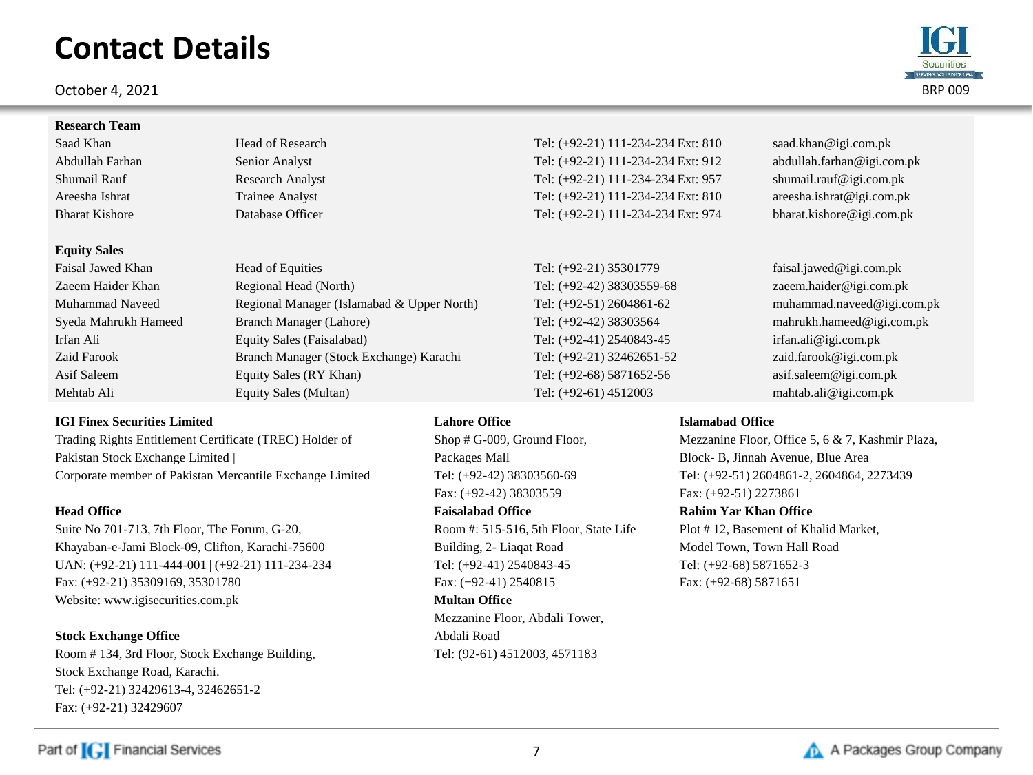# Contact Details

October 4, 2021

BRP 009

| | | | |
|---|---|---|---|
| **Research Team** | | | |
| Saad Khan | Head of Research | Tel: (+92-21) 111-234-234 Ext: 810 | saad.khan@igi.com.pk |
| Abdullah Farhan | Senior Analyst | Tel: (+92-21) 111-234-234 Ext: 912 | abdullah.farhan@igi.com.pk |
| Shumail Rauf | Research Analyst | Tel: (+92-21) 111-234-234 Ext: 957 | shumail.rauf@igi.com.pk |
| Areesha Ishrat | Trainee Analyst | Tel: (+92-21) 111-234-234 Ext: 810 | areesha.ishrat@igi.com.pk |
| Bharat Kishore | Database Officer | Tel: (+92-21) 111-234-234 Ext: 974 | bharat.kishore@igi.com.pk |
| **Equity Sales** | | | |
| Faisal Jawed Khan | Head of Equities | Tel: (+92-21) 35301779 | faisal.jawed@igi.com.pk |
| Zaeem Haider Khan | Regional Head (North) | Tel: (+92-42) 38303559-68 | zaeem.haider@igi.com.pk |
| Muhammad Naveed | Regional Manager (Islamabad & Upper North) | Tel: (+92-51) 2604861-62 | muhammad.naveed@igi.com.pk |
| Syeda Mahrukh Hameed | Branch Manager (Lahore) | Tel: (+92-42) 38303564 | mahrukh.hameed@igi.com.pk |
| Irfan Ali | Equity Sales (Faisalabad) | Tel: (+92-41) 2540843-45 | irfan.ali@igi.com.pk |
| Zaid Farook | Branch Manager (Stock Exchange) Karachi | Tel: (+92-21) 32462651-52 | zaid.farook@igi.com.pk |
| Asif Saleem | Equity Sales (RY Khan) | Tel: (+92-68) 5871652-56 | asif.saleem@igi.com.pk |
| Mehtab Ali | Equity Sales (Multan) | Tel: (+92-61) 4512003 | mahtab.ali@igi.com.pk |

**IGI Finex Securities Limited**
Trading Rights Entitlement Certificate (TREC) Holder of Pakistan Stock Exchange Limited |
Corporate member of Pakistan Mercantile Exchange Limited

**Head Office**
Suite No 701-713, 7th Floor, The Forum, G-20,
Khayaban-e-Jami Block-09, Clifton, Karachi-75600
UAN: (+92-21) 111-444-001 | (+92-21) 111-234-234
Fax: (+92-21) 35309169, 35301780
Website: www.igisecurities.com.pk

**Stock Exchange Office**
Room # 134, 3rd Floor, Stock Exchange Building,
Stock Exchange Road, Karachi.
Tel: (+92-21) 32429613-4, 32462651-2
Fax: (+92-21) 32429607

**Lahore Office**
Shop # G-009, Ground Floor,
Packages Mall
Tel: (+92-42) 38303560-69
Fax: (+92-42) 38303559

**Faisalabad Office**
Room #: 515-516, 5th Floor, State Life
Building, 2- Liaqat Road
Tel: (+92-41) 2540843-45
Fax: (+92-41) 2540815

**Multan Office**
Mezzanine Floor, Abdali Tower,
Abdali Road
Tel: (92-61) 4512003, 4571183

**Islamabad Office**
Mezzanine Floor, Office 5, 6 & 7, Kashmir Plaza,
Block- B, Jinnah Avenue, Blue Area
Tel: (+92-51) 2604861-2, 2604864, 2273439
Fax: (+92-51) 2273861

**Rahim Yar Khan Office**
Plot # 12, Basement of Khalid Market,
Model Town, Town Hall Road
Tel: (+92-68) 5871652-3
Fax: (+92-68) 5871651